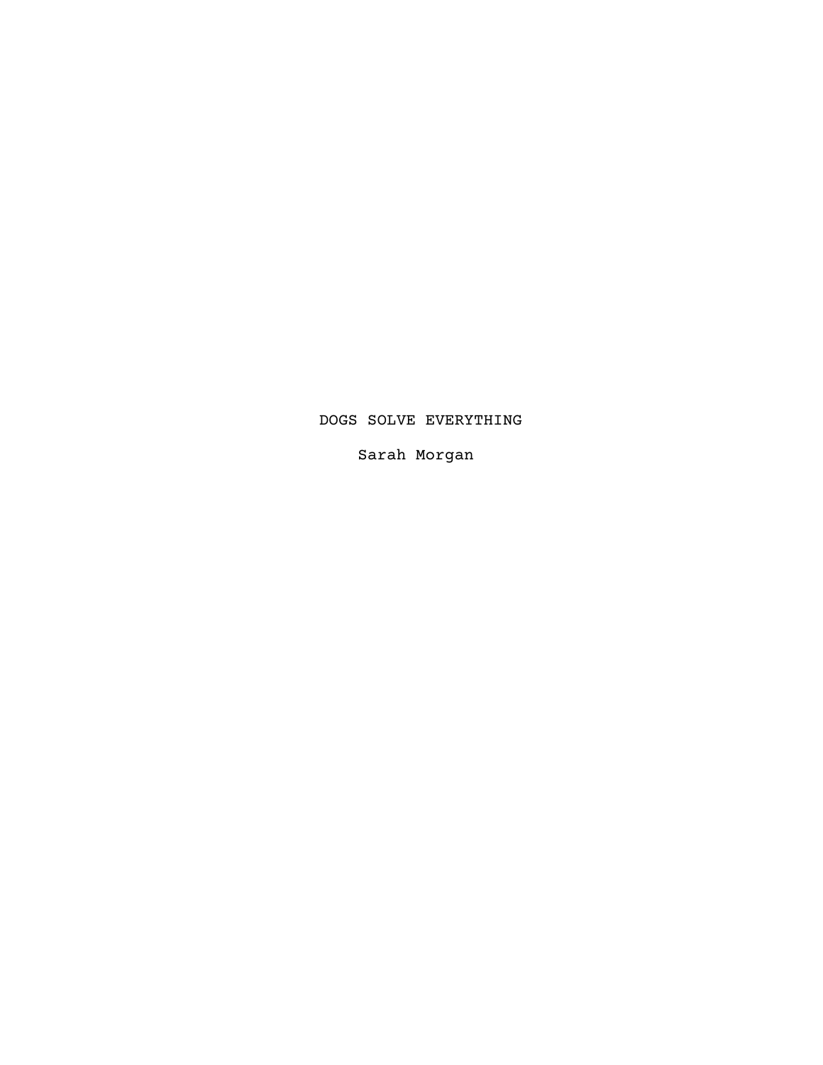# DOGS SOLVE EVERYTHING

Sarah Morgan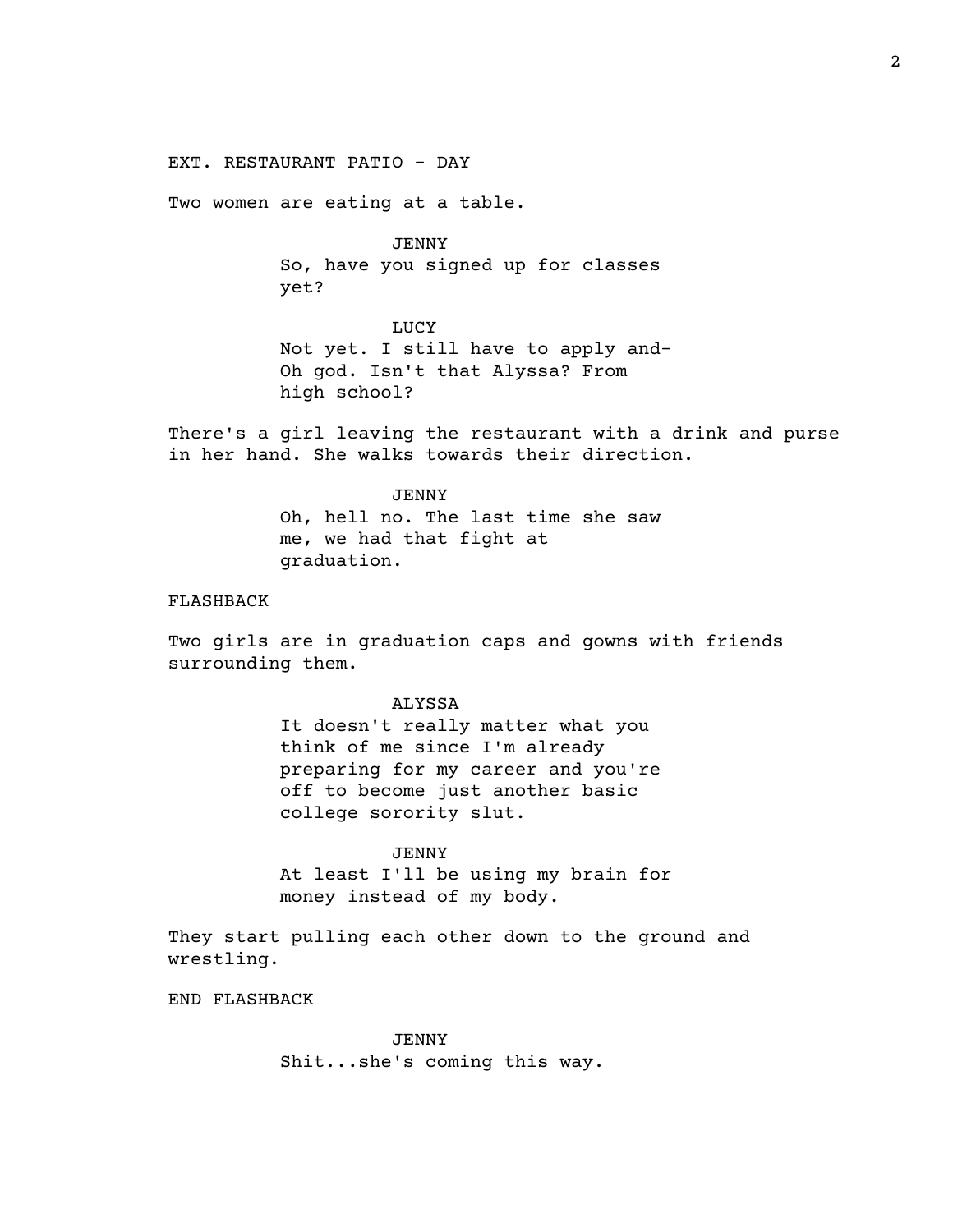EXT. RESTAURANT PATIO - DAY

Two women are eating at a table.

JENNY
So, have you signed up for classes yet?

LUCY
Not yet. I still have to apply and- Oh god. Isn't that Alyssa? From high school?

There's a girl leaving the restaurant with a drink and purse in her hand. She walks towards their direction.

JENNY
Oh, hell no. The last time she saw me, we had that fight at graduation.

FLASHBACK

Two girls are in graduation caps and gowns with friends surrounding them.

ALYSSA
It doesn't really matter what you think of me since I'm already preparing for my career and you're off to become just another basic college sorority slut.

JENNY
At least I'll be using my brain for money instead of my body.

They start pulling each other down to the ground and wrestling.

END FLASHBACK

JENNY
Shit...she's coming this way.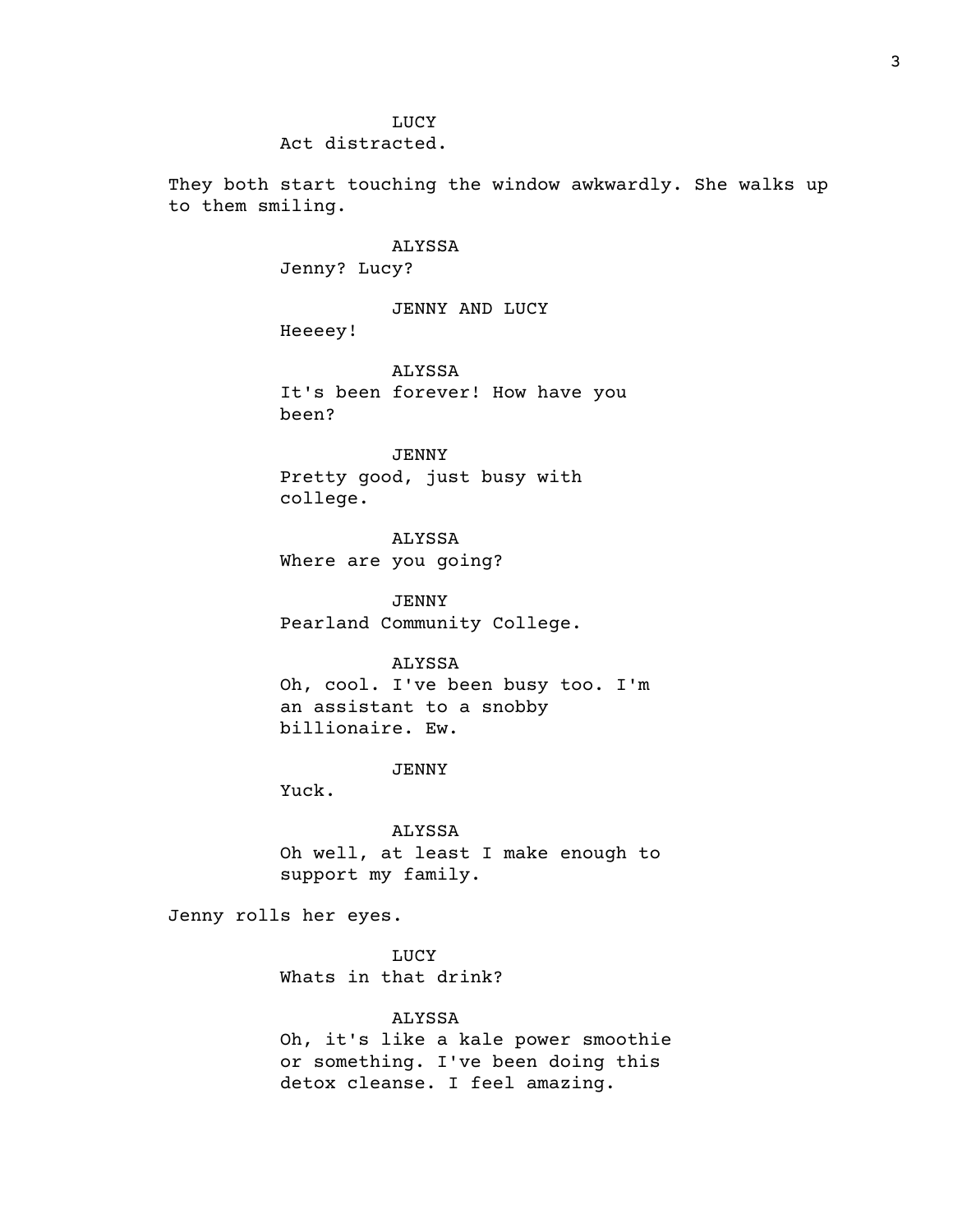LUCY
Act distracted.

They both start touching the window awkwardly. She walks up to them smiling.

ALYSSA
Jenny? Lucy?

JENNY AND LUCY
Heeeey!

ALYSSA
It's been forever! How have you been?

JENNY
Pretty good, just busy with college.

ALYSSA
Where are you going?

JENNY
Pearland Community College.

ALYSSA
Oh, cool. I've been busy too. I'm an assistant to a snobby billionaire. Ew.

JENNY
Yuck.

ALYSSA
Oh well, at least I make enough to support my family.

Jenny rolls her eyes.

LUCY
Whats in that drink?

ALYSSA
Oh, it's like a kale power smoothie or something. I've been doing this detox cleanse. I feel amazing.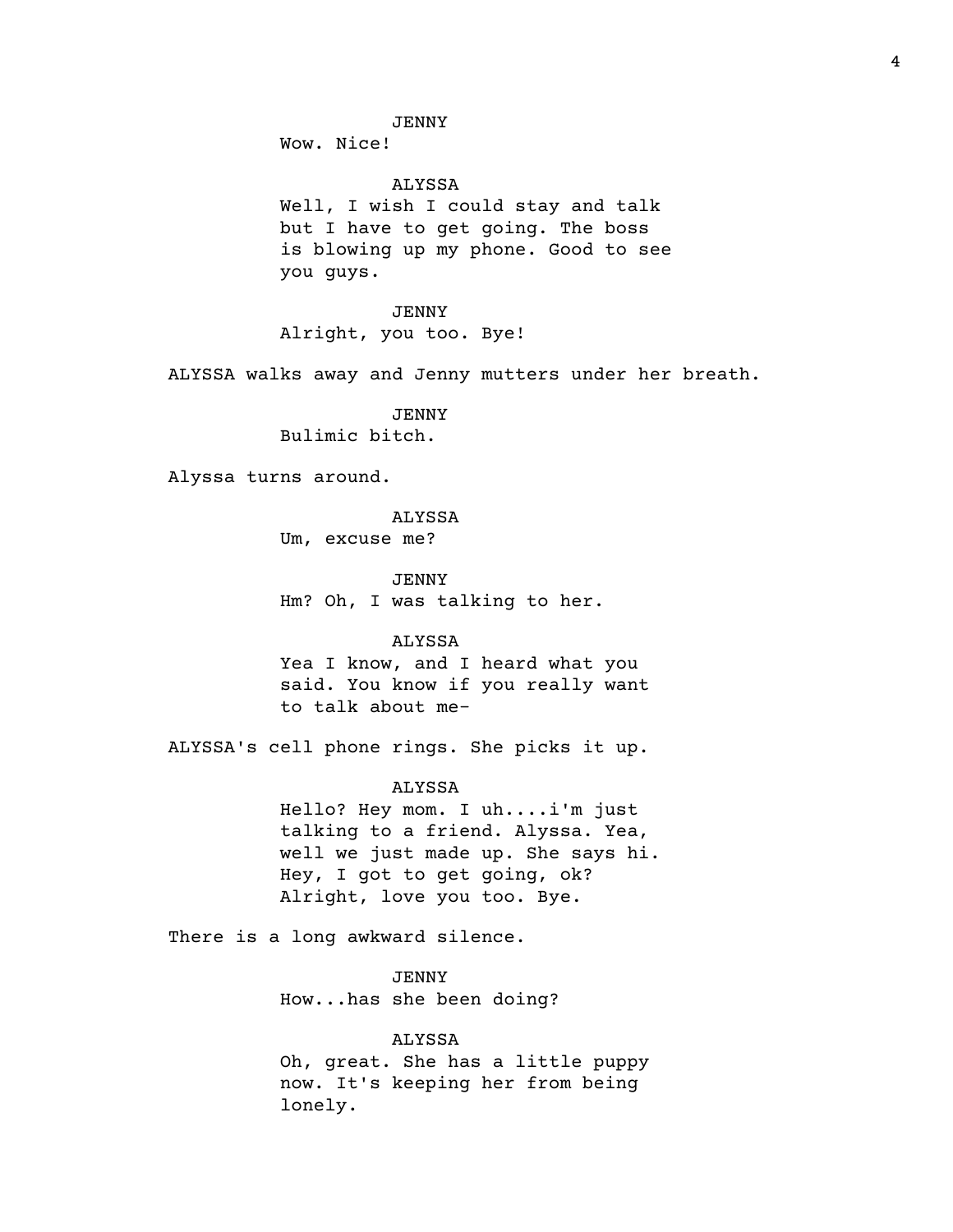JENNY
Wow. Nice!

ALYSSA
Well, I wish I could stay and talk but I have to get going. The boss is blowing up my phone. Good to see you guys.

JENNY
Alright, you too. Bye!

ALYSSA walks away and Jenny mutters under her breath.

JENNY
Bulimic bitch.

Alyssa turns around.

ALYSSA
Um, excuse me?

JENNY
Hm? Oh, I was talking to her.

ALYSSA
Yea I know, and I heard what you said. You know if you really want to talk about me-

ALYSSA's cell phone rings. She picks it up.

ALYSSA
Hello? Hey mom. I uh....i'm just talking to a friend. Alyssa. Yea, well we just made up. She says hi. Hey, I got to get going, ok? Alright, love you too. Bye.

There is a long awkward silence.

JENNY
How...has she been doing?

ALYSSA
Oh, great. She has a little puppy now. It's keeping her from being lonely.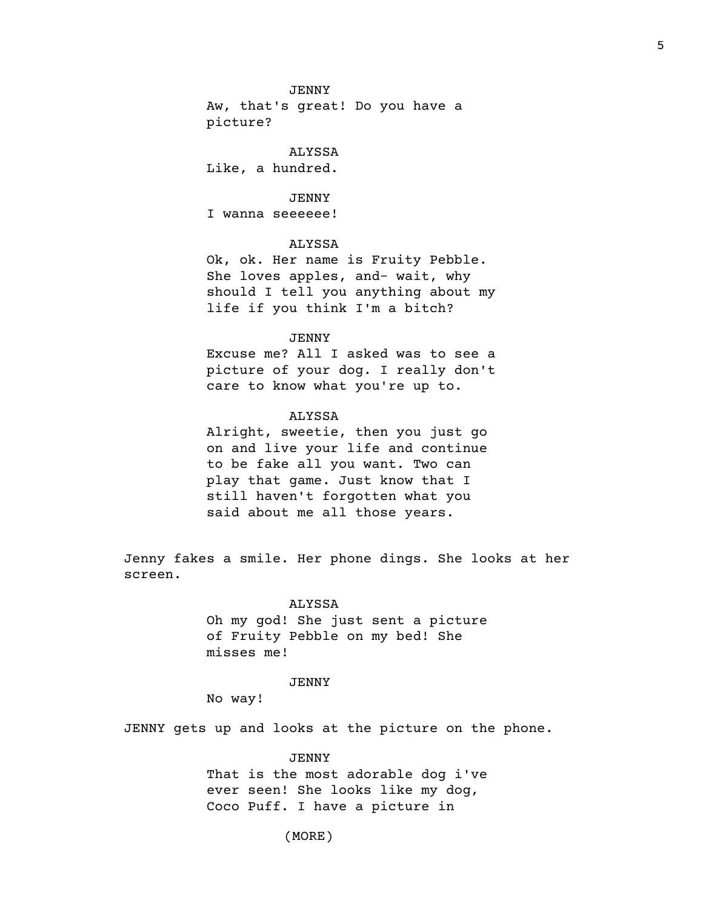JENNY
Aw, that's great! Do you have a picture?

ALYSSA
Like, a hundred.

JENNY
I wanna seeeeee!

ALYSSA
Ok, ok. Her name is Fruity Pebble. She loves apples, and- wait, why should I tell you anything about my life if you think I'm a bitch?

JENNY
Excuse me? All I asked was to see a picture of your dog. I really don't care to know what you're up to.

ALYSSA
Alright, sweetie, then you just go on and live your life and continue to be fake all you want. Two can play that game. Just know that I still haven't forgotten what you said about me all those years.

Jenny fakes a smile. Her phone dings. She looks at her screen.

ALYSSA
Oh my god! She just sent a picture of Fruity Pebble on my bed! She misses me!

JENNY
No way!

JENNY gets up and looks at the picture on the phone.

JENNY
That is the most adorable dog i've ever seen! She looks like my dog, Coco Puff. I have a picture in

(MORE)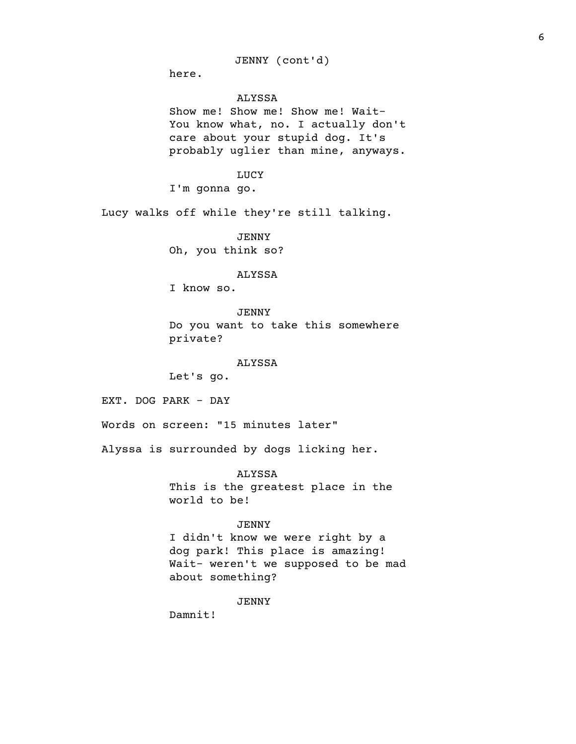JENNY (cont'd)

here.

ALYSSA

Show me! Show me! Show me! Wait- You know what, no. I actually don't care about your stupid dog. It's probably uglier than mine, anyways.

LUCY

I'm gonna go.

Lucy walks off while they're still talking.

JENNY

Oh, you think so?

ALYSSA

I know so.

JENNY

Do you want to take this somewhere private?

ALYSSA

Let's go.

EXT. DOG PARK - DAY

Words on screen: "15 minutes later"

Alyssa is surrounded by dogs licking her.

ALYSSA

This is the greatest place in the world to be!

JENNY

I didn't know we were right by a dog park! This place is amazing! Wait- weren't we supposed to be mad about something?

JENNY

Damnit!